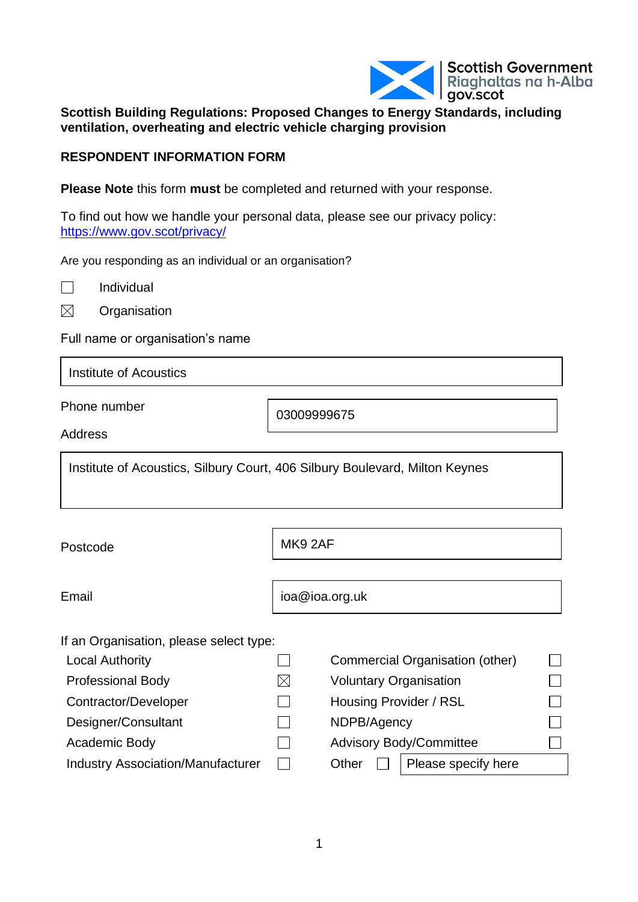Scottish Government
Riaghaltas na h-Alba
gov.scot

**Scottish Building Regulations: Proposed Changes to Energy Standards, including ventilation, overheating and electric vehicle charging provision**

**RESPONDENT INFORMATION FORM**

**Please Note** this form **must** be completed and returned with your response.

To find out how we handle your personal data, please see our privacy policy: https://www.gov.scot/privacy/

Are you responding as an individual or an organisation?

☐ Individual

☒ Organisation

Full name or organisation's name

Institute of Acoustics

Phone number: 03009999675

Address

Institute of Acoustics, Silbury Court, 406 Silbury Boulevard, Milton Keynes

Postcode: MK9 2AF

Email: ioa@ioa.org.uk

If an Organisation, please select type:

| | | | |
|---|---|---|---|
| Local Authority | ☐ | Commercial Organisation (other) | ☐ |
| Professional Body | ☒ | Voluntary Organisation | ☐ |
| Contractor/Developer | ☐ | Housing Provider / RSL | ☐ |
| Designer/Consultant | ☐ | NDPB/Agency | ☐ |
| Academic Body | ☐ | Advisory Body/Committee | ☐ |
| Industry Association/Manufacturer | ☐ | Other ☐ | Please specify here |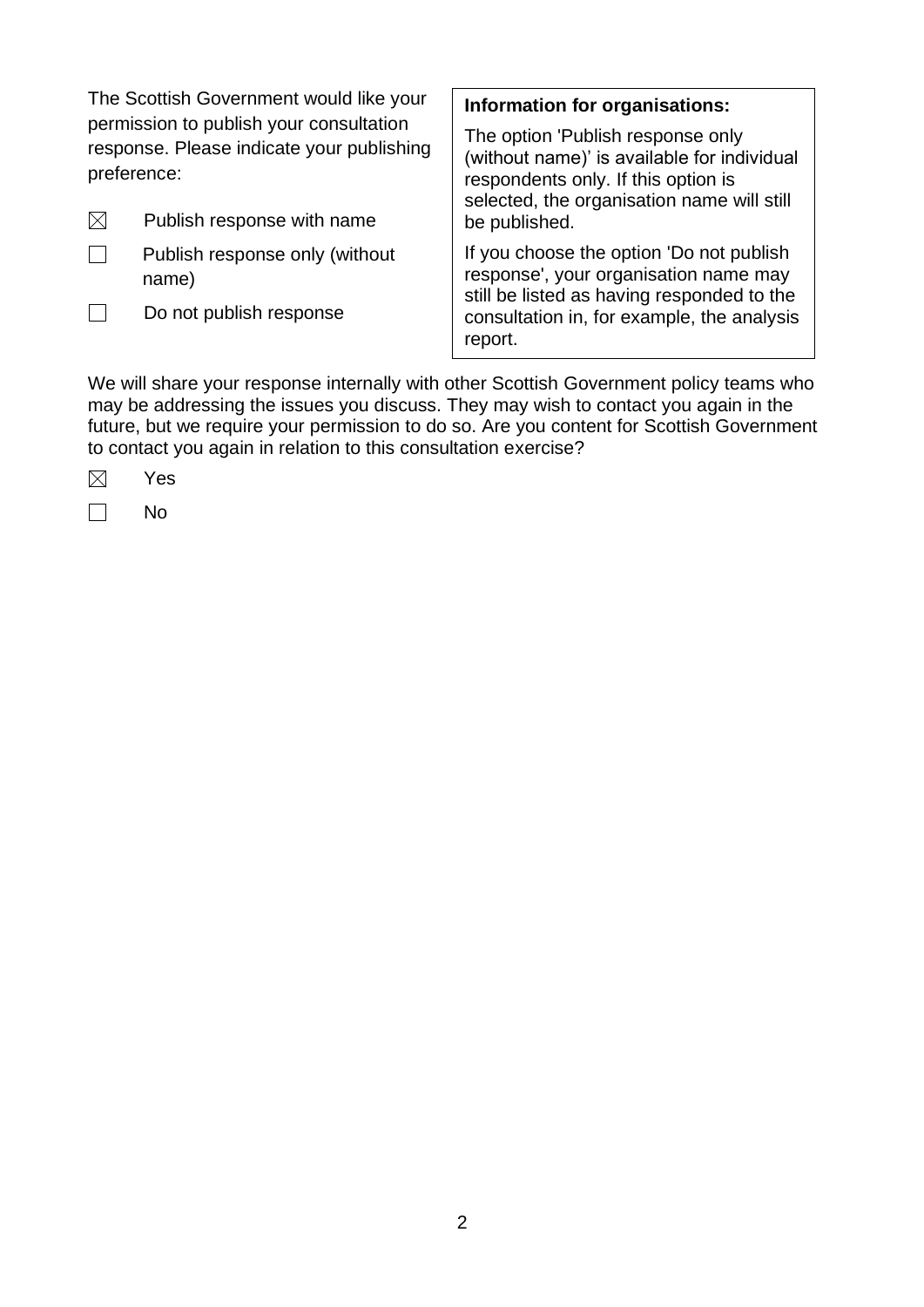The Scottish Government would like your permission to publish your consultation response. Please indicate your publishing preference:

☒ Publish response with name

☐ Publish response only (without name)

☐ Do not publish response

**Information for organisations:**

The option 'Publish response only (without name)' is available for individual respondents only. If this option is selected, the organisation name will still be published.

If you choose the option 'Do not publish response', your organisation name may still be listed as having responded to the consultation in, for example, the analysis report.

We will share your response internally with other Scottish Government policy teams who may be addressing the issues you discuss. They may wish to contact you again in the future, but we require your permission to do so. Are you content for Scottish Government to contact you again in relation to this consultation exercise?

☒ Yes

☐ No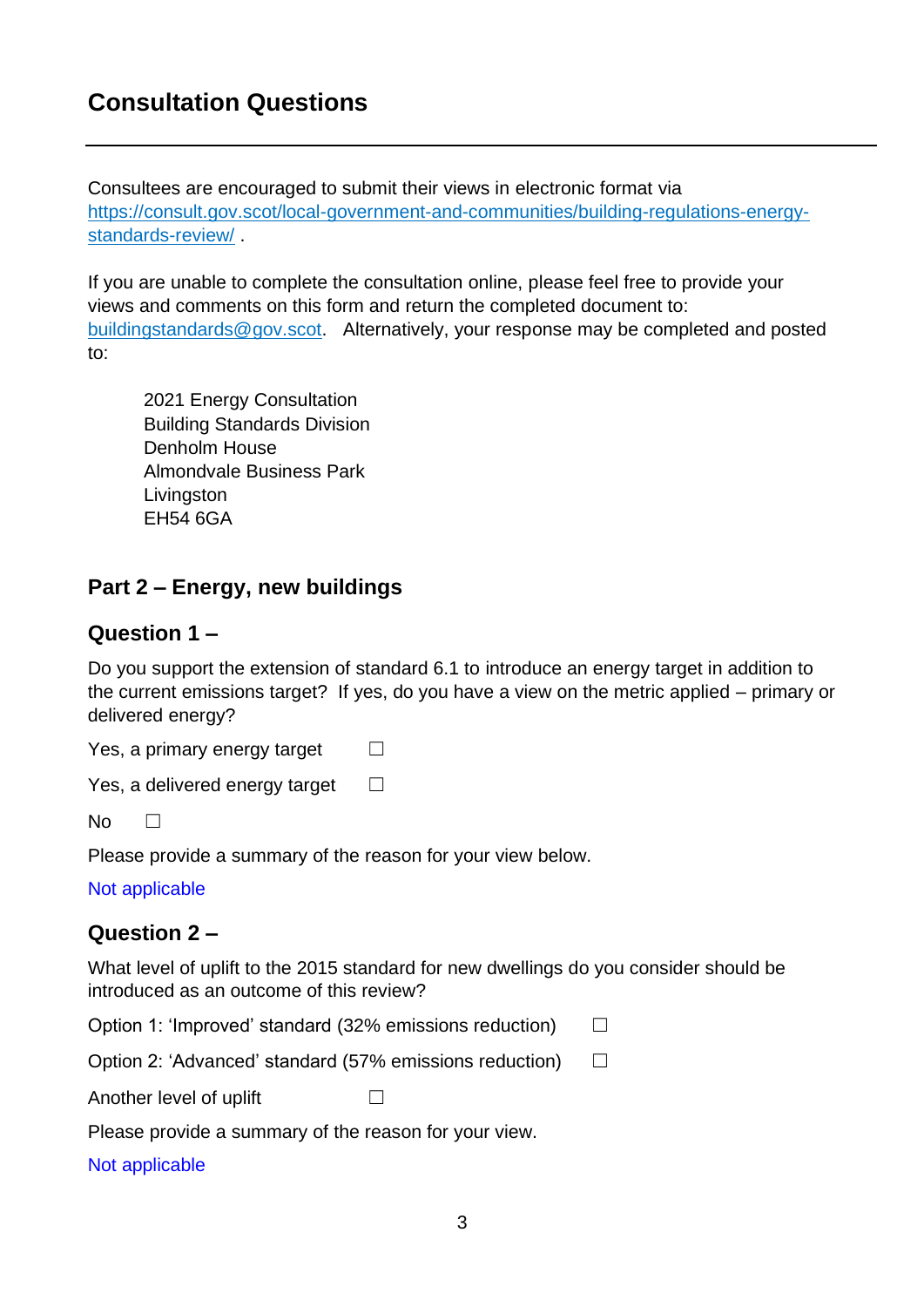# Consultation Questions

---

Consultees are encouraged to submit their views in electronic format via [https://consult.gov.scot/local-government-and-communities/building-regulations-energy-standards-review/](https://consult.gov.scot/local-government-and-communities/building-regulations-energy-standards-review/) .

If you are unable to complete the consultation online, please feel free to provide your views and comments on this form and return the completed document to: [buildingstandards@gov.scot](mailto:buildingstandards@gov.scot). Alternatively, your response may be completed and posted to:

> 2021 Energy Consultation
> Building Standards Division
> Denholm House
> Almondvale Business Park
> Livingston
> EH54 6GA

## Part 2 – Energy, new buildings

### Question 1 –

Do you support the extension of standard 6.1 to introduce an energy target in addition to the current emissions target? If yes, do you have a view on the metric applied – primary or delivered energy?

Yes, a primary energy target ☐

Yes, a delivered energy target ☐

No ☐

Please provide a summary of the reason for your view below.

Not applicable

### Question 2 –

What level of uplift to the 2015 standard for new dwellings do you consider should be introduced as an outcome of this review?

Option 1: 'Improved' standard (32% emissions reduction) ☐

Option 2: 'Advanced' standard (57% emissions reduction) ☐

Another level of uplift ☐

Please provide a summary of the reason for your view.

Not applicable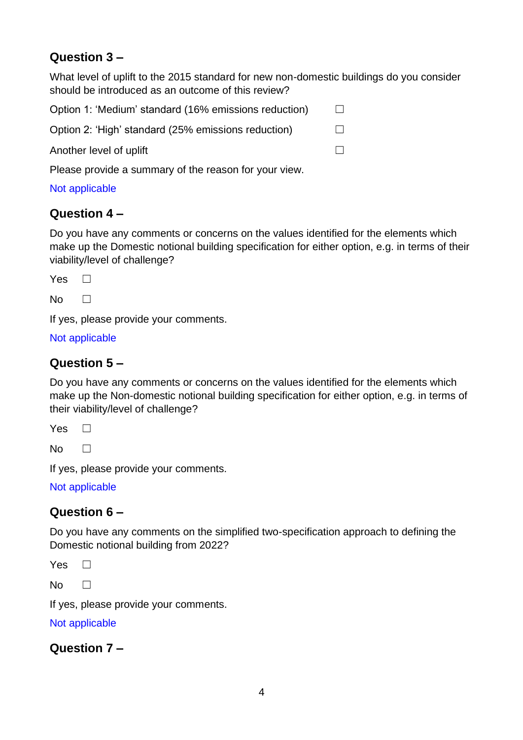## Question 3 –

What level of uplift to the 2015 standard for new non-domestic buildings do you consider should be introduced as an outcome of this review?

Option 1: 'Medium' standard (16% emissions reduction) ☐

Option 2: 'High' standard (25% emissions reduction) ☐

Another level of uplift ☐

Please provide a summary of the reason for your view.

Not applicable

## Question 4 –

Do you have any comments or concerns on the values identified for the elements which make up the Domestic notional building specification for either option, e.g. in terms of their viability/level of challenge?

Yes ☐

No ☐

If yes, please provide your comments.

Not applicable

## Question 5 –

Do you have any comments or concerns on the values identified for the elements which make up the Non-domestic notional building specification for either option, e.g. in terms of their viability/level of challenge?

Yes ☐

No ☐

If yes, please provide your comments.

Not applicable

## Question 6 –

Do you have any comments on the simplified two-specification approach to defining the Domestic notional building from 2022?

Yes ☐

No ☐

If yes, please provide your comments.

Not applicable

## Question 7 –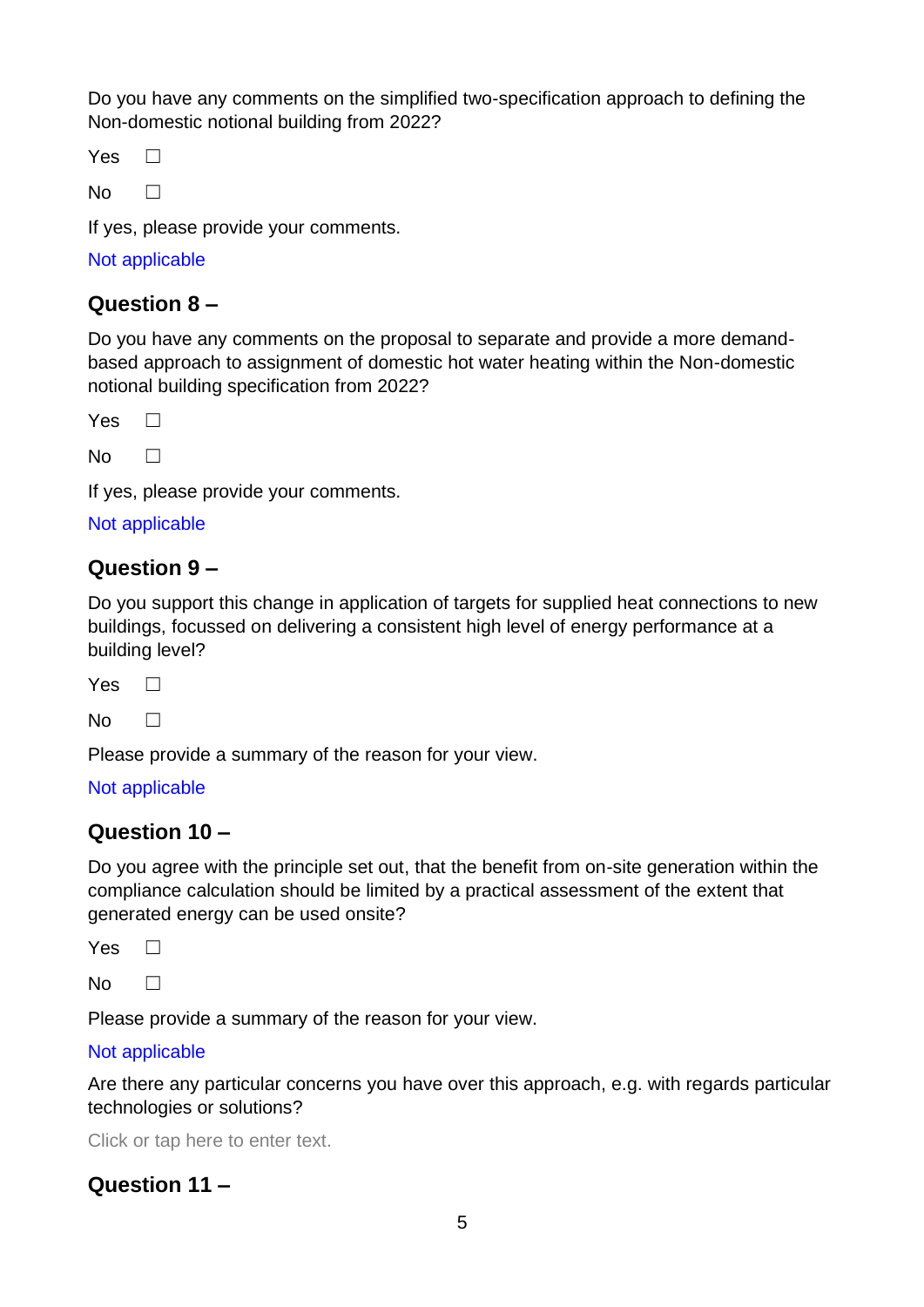Do you have any comments on the simplified two-specification approach to defining the Non-domestic notional building from 2022?

Yes ☐

No ☐

If yes, please provide your comments.

Not applicable

## Question 8 –

Do you have any comments on the proposal to separate and provide a more demand-based approach to assignment of domestic hot water heating within the Non-domestic notional building specification from 2022?

Yes ☐

No ☐

If yes, please provide your comments.

Not applicable

## Question 9 –

Do you support this change in application of targets for supplied heat connections to new buildings, focussed on delivering a consistent high level of energy performance at a building level?

Yes ☐

No ☐

Please provide a summary of the reason for your view.

Not applicable

## Question 10 –

Do you agree with the principle set out, that the benefit from on-site generation within the compliance calculation should be limited by a practical assessment of the extent that generated energy can be used onsite?

Yes ☐

No ☐

Please provide a summary of the reason for your view.

Not applicable

Are there any particular concerns you have over this approach, e.g. with regards particular technologies or solutions?

Click or tap here to enter text.

## Question 11 –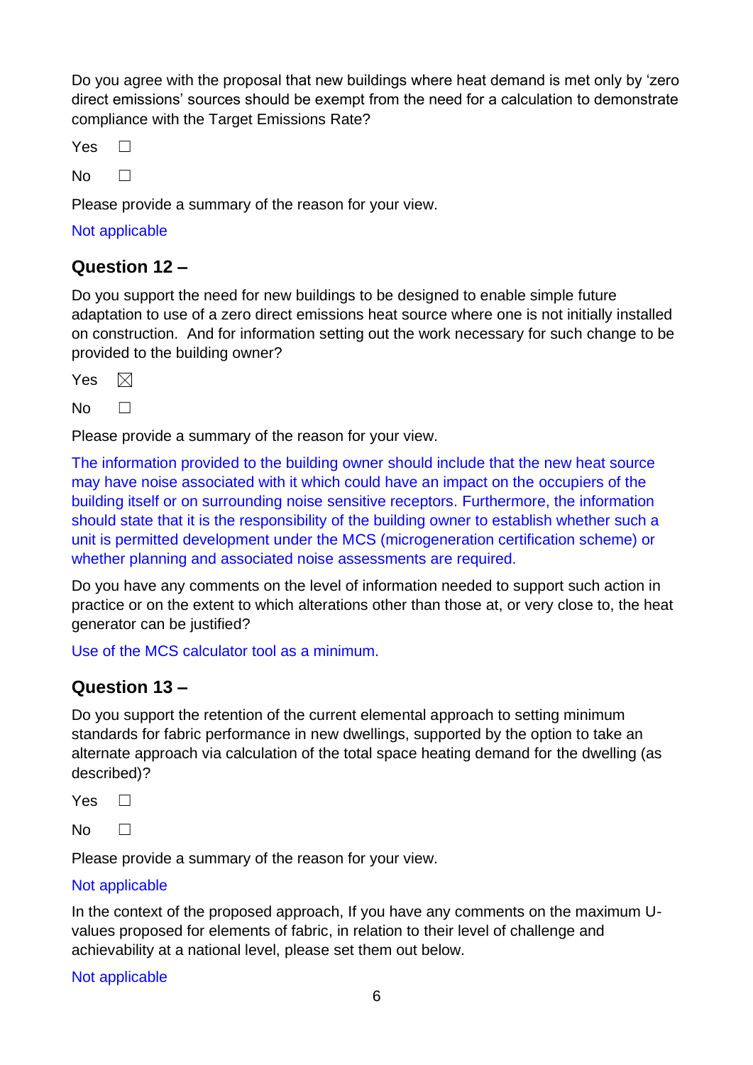Do you agree with the proposal that new buildings where heat demand is met only by 'zero direct emissions' sources should be exempt from the need for a calculation to demonstrate compliance with the Target Emissions Rate?

Yes ☐

No ☐

Please provide a summary of the reason for your view.

Not applicable

## Question 12 –

Do you support the need for new buildings to be designed to enable simple future adaptation to use of a zero direct emissions heat source where one is not initially installed on construction.  And for information setting out the work necessary for such change to be provided to the building owner?

Yes ☒

No ☐

Please provide a summary of the reason for your view.

The information provided to the building owner should include that the new heat source may have noise associated with it which could have an impact on the occupiers of the building itself or on surrounding noise sensitive receptors. Furthermore, the information should state that it is the responsibility of the building owner to establish whether such a unit is permitted development under the MCS (microgeneration certification scheme) or whether planning and associated noise assessments are required.

Do you have any comments on the level of information needed to support such action in practice or on the extent to which alterations other than those at, or very close to, the heat generator can be justified?

Use of the MCS calculator tool as a minimum.

## Question 13 –

Do you support the retention of the current elemental approach to setting minimum standards for fabric performance in new dwellings, supported by the option to take an alternate approach via calculation of the total space heating demand for the dwelling (as described)?

Yes ☐

No ☐

Please provide a summary of the reason for your view.

Not applicable

In the context of the proposed approach, If you have any comments on the maximum U-values proposed for elements of fabric, in relation to their level of challenge and achievability at a national level, please set them out below.

Not applicable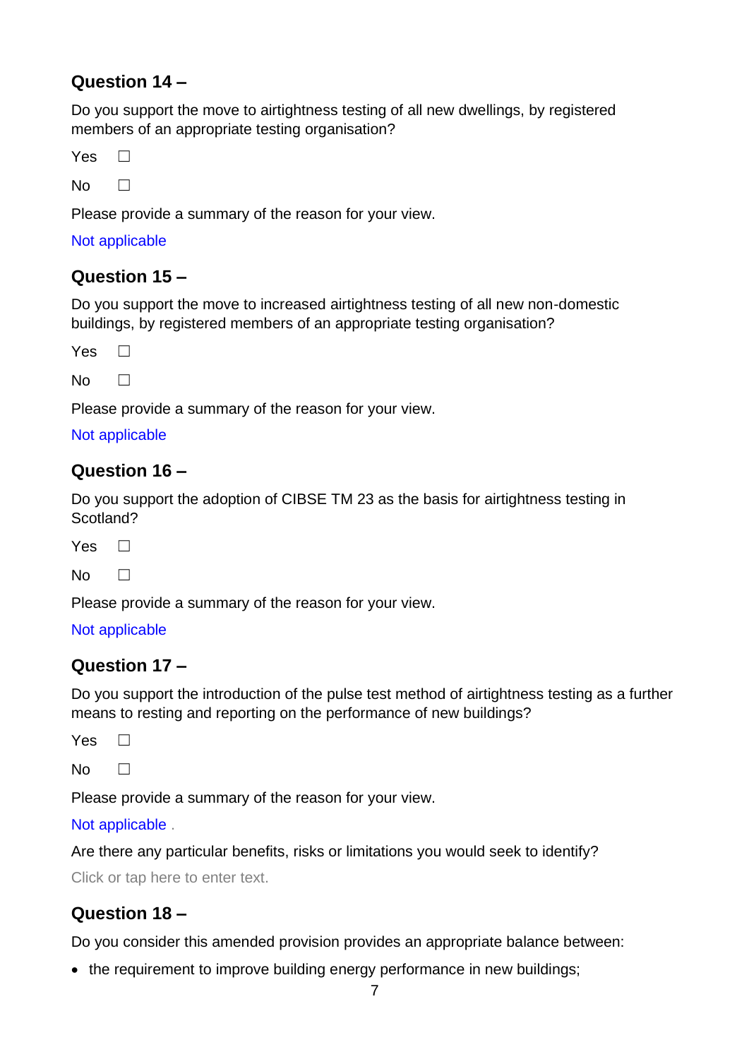## Question 14 –

Do you support the move to airtightness testing of all new dwellings, by registered members of an appropriate testing organisation?

Yes ☐

No ☐

Please provide a summary of the reason for your view.

Not applicable

## Question 15 –

Do you support the move to increased airtightness testing of all new non-domestic buildings, by registered members of an appropriate testing organisation?

Yes ☐

No ☐

Please provide a summary of the reason for your view.

Not applicable

## Question 16 –

Do you support the adoption of CIBSE TM 23 as the basis for airtightness testing in Scotland?

Yes ☐

No ☐

Please provide a summary of the reason for your view.

Not applicable

## Question 17 –

Do you support the introduction of the pulse test method of airtightness testing as a further means to resting and reporting on the performance of new buildings?

Yes ☐

No ☐

Please provide a summary of the reason for your view.

Not applicable .

Are there any particular benefits, risks or limitations you would seek to identify?

Click or tap here to enter text.

## Question 18 –

Do you consider this amended provision provides an appropriate balance between:

- the requirement to improve building energy performance in new buildings;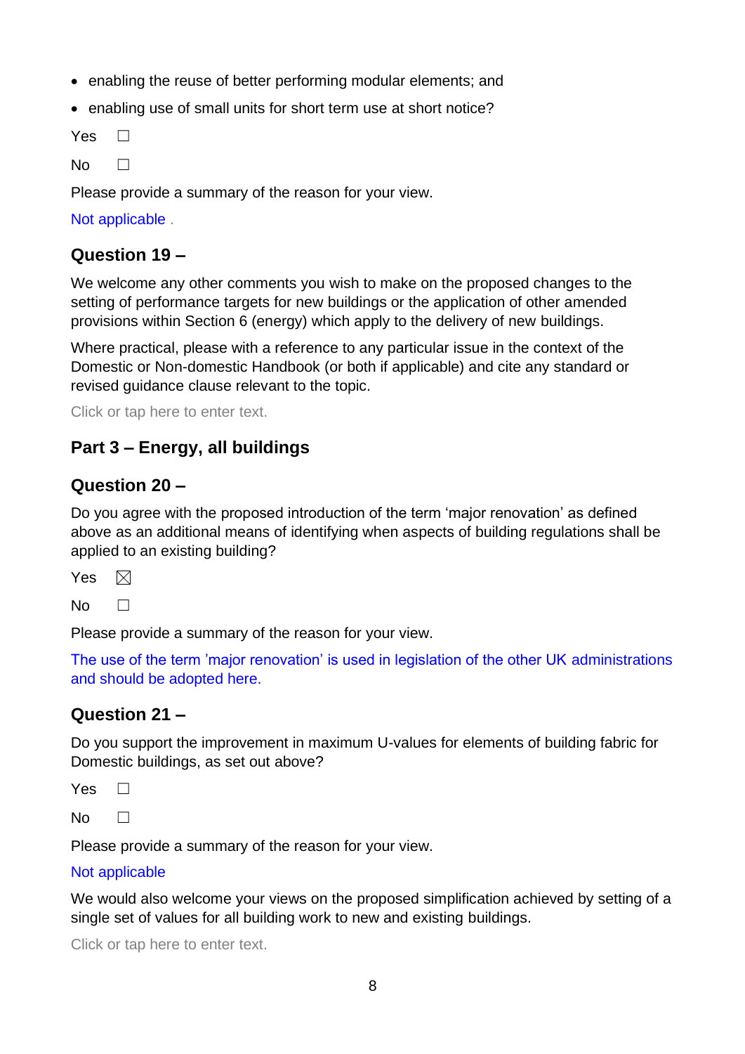- enabling the reuse of better performing modular elements; and
- enabling use of small units for short term use at short notice?

Yes ☐

No ☐

Please provide a summary of the reason for your view.

Not applicable .

## Question 19 –

We welcome any other comments you wish to make on the proposed changes to the setting of performance targets for new buildings or the application of other amended provisions within Section 6 (energy) which apply to the delivery of new buildings.

Where practical, please with a reference to any particular issue in the context of the Domestic or Non-domestic Handbook (or both if applicable) and cite any standard or revised guidance clause relevant to the topic.

Click or tap here to enter text.

# Part 3 – Energy, all buildings

## Question 20 –

Do you agree with the proposed introduction of the term 'major renovation' as defined above as an additional means of identifying when aspects of building regulations shall be applied to an existing building?

Yes ☒

No ☐

Please provide a summary of the reason for your view.

The use of the term 'major renovation' is used in legislation of the other UK administrations and should be adopted here.

## Question 21 –

Do you support the improvement in maximum U-values for elements of building fabric for Domestic buildings, as set out above?

Yes ☐

No ☐

Please provide a summary of the reason for your view.

Not applicable

We would also welcome your views on the proposed simplification achieved by setting of a single set of values for all building work to new and existing buildings.

Click or tap here to enter text.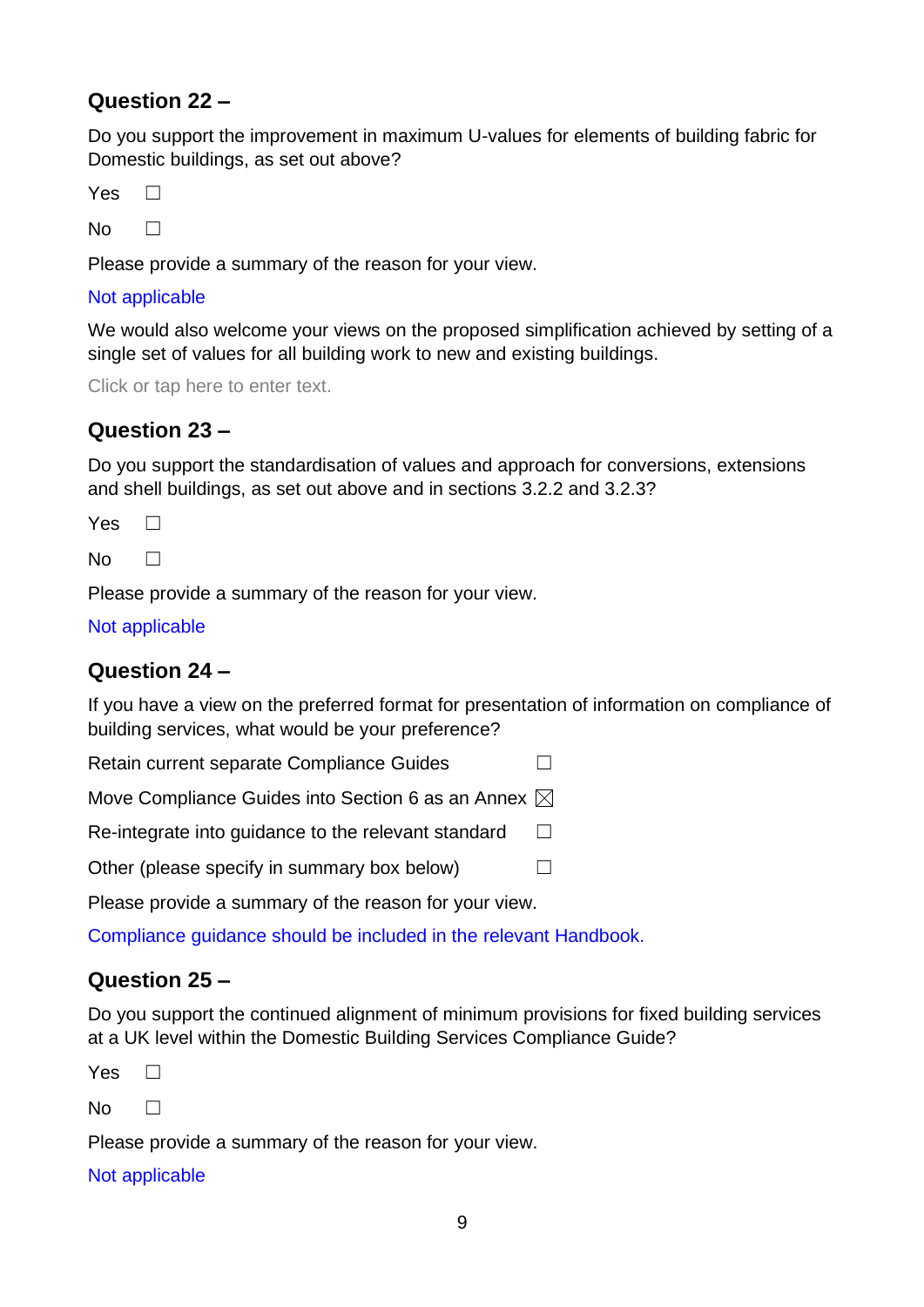## Question 22 –

Do you support the improvement in maximum U-values for elements of building fabric for Domestic buildings, as set out above?

Yes ☐

No ☐

Please provide a summary of the reason for your view.

Not applicable

We would also welcome your views on the proposed simplification achieved by setting of a single set of values for all building work to new and existing buildings.

Click or tap here to enter text.

## Question 23 –

Do you support the standardisation of values and approach for conversions, extensions and shell buildings, as set out above and in sections 3.2.2 and 3.2.3?

Yes ☐

No ☐

Please provide a summary of the reason for your view.

Not applicable

## Question 24 –

If you have a view on the preferred format for presentation of information on compliance of building services, what would be your preference?

Retain current separate Compliance Guides ☐

Move Compliance Guides into Section 6 as an Annex ☒

Re-integrate into guidance to the relevant standard ☐

Other (please specify in summary box below) ☐

Please provide a summary of the reason for your view.

Compliance guidance should be included in the relevant Handbook.

## Question 25 –

Do you support the continued alignment of minimum provisions for fixed building services at a UK level within the Domestic Building Services Compliance Guide?

Yes ☐

No ☐

Please provide a summary of the reason for your view.

Not applicable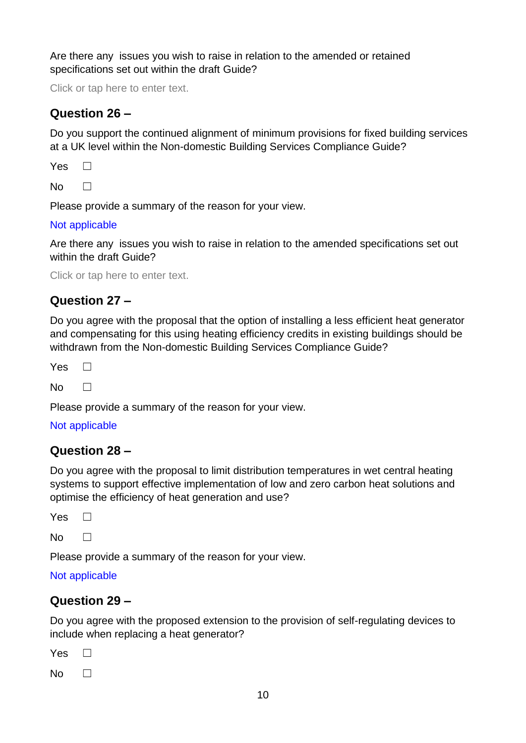Are there any issues you wish to raise in relation to the amended or retained specifications set out within the draft Guide?

Click or tap here to enter text.

## Question 26 –

Do you support the continued alignment of minimum provisions for fixed building services at a UK level within the Non-domestic Building Services Compliance Guide?

Yes ☐

No ☐

Please provide a summary of the reason for your view.

Not applicable

Are there any issues you wish to raise in relation to the amended specifications set out within the draft Guide?

Click or tap here to enter text.

## Question 27 –

Do you agree with the proposal that the option of installing a less efficient heat generator and compensating for this using heating efficiency credits in existing buildings should be withdrawn from the Non-domestic Building Services Compliance Guide?

Yes ☐

No ☐

Please provide a summary of the reason for your view.

Not applicable

## Question 28 –

Do you agree with the proposal to limit distribution temperatures in wet central heating systems to support effective implementation of low and zero carbon heat solutions and optimise the efficiency of heat generation and use?

Yes ☐

No ☐

Please provide a summary of the reason for your view.

Not applicable

## Question 29 –

Do you agree with the proposed extension to the provision of self-regulating devices to include when replacing a heat generator?

Yes ☐

No ☐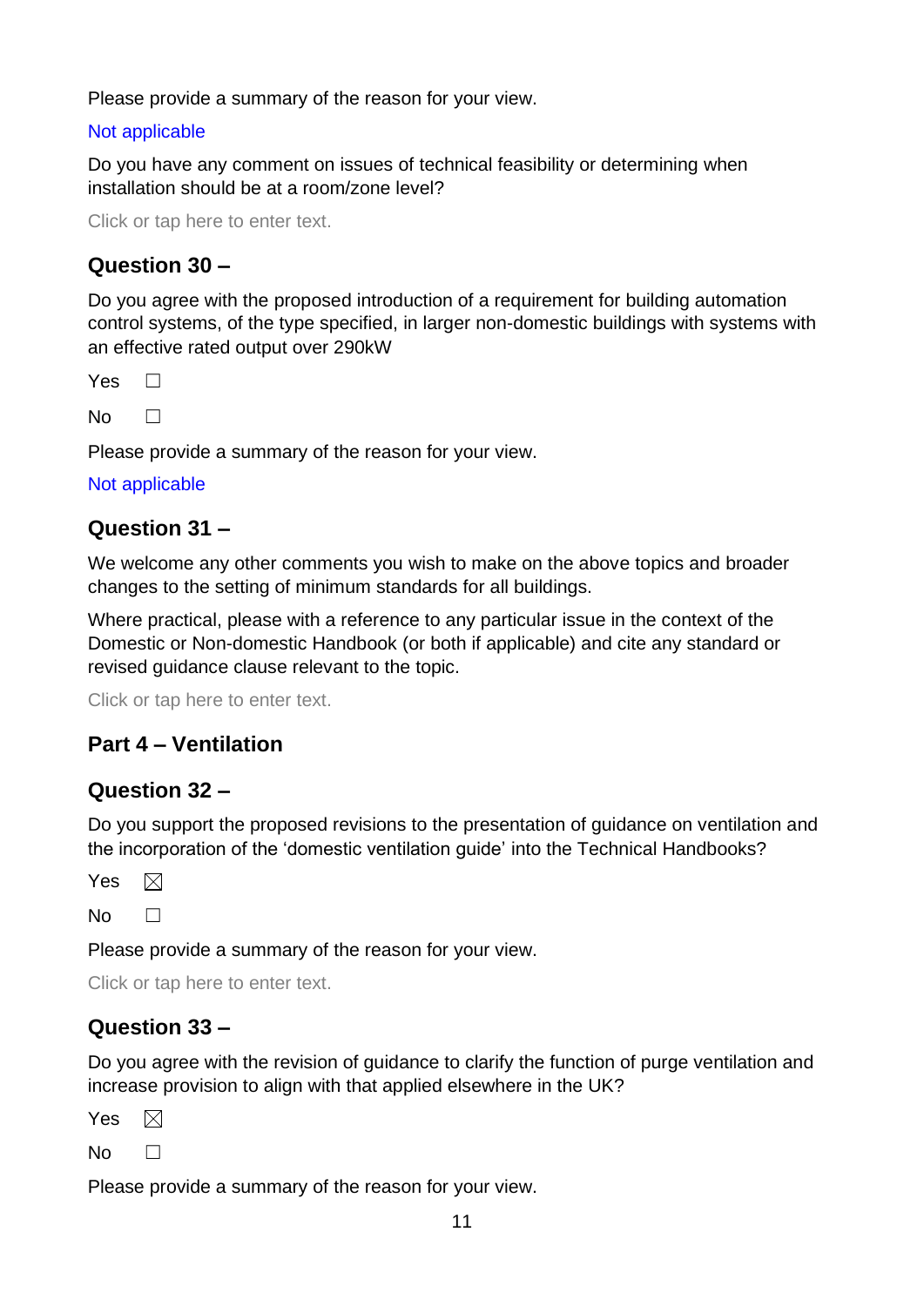Please provide a summary of the reason for your view.

Not applicable

Do you have any comment on issues of technical feasibility or determining when installation should be at a room/zone level?

Click or tap here to enter text.

## Question 30 –

Do you agree with the proposed introduction of a requirement for building automation control systems, of the type specified, in larger non-domestic buildings with systems with an effective rated output over 290kW

Yes ☐

No ☐

Please provide a summary of the reason for your view.

Not applicable

## Question 31 –

We welcome any other comments you wish to make on the above topics and broader changes to the setting of minimum standards for all buildings.

Where practical, please with a reference to any particular issue in the context of the Domestic or Non-domestic Handbook (or both if applicable) and cite any standard or revised guidance clause relevant to the topic.

Click or tap here to enter text.

## Part 4 – Ventilation

## Question 32 –

Do you support the proposed revisions to the presentation of guidance on ventilation and the incorporation of the 'domestic ventilation guide' into the Technical Handbooks?

Yes ☒

No ☐

Please provide a summary of the reason for your view.

Click or tap here to enter text.

## Question 33 –

Do you agree with the revision of guidance to clarify the function of purge ventilation and increase provision to align with that applied elsewhere in the UK?

Yes ☒

No ☐

Please provide a summary of the reason for your view.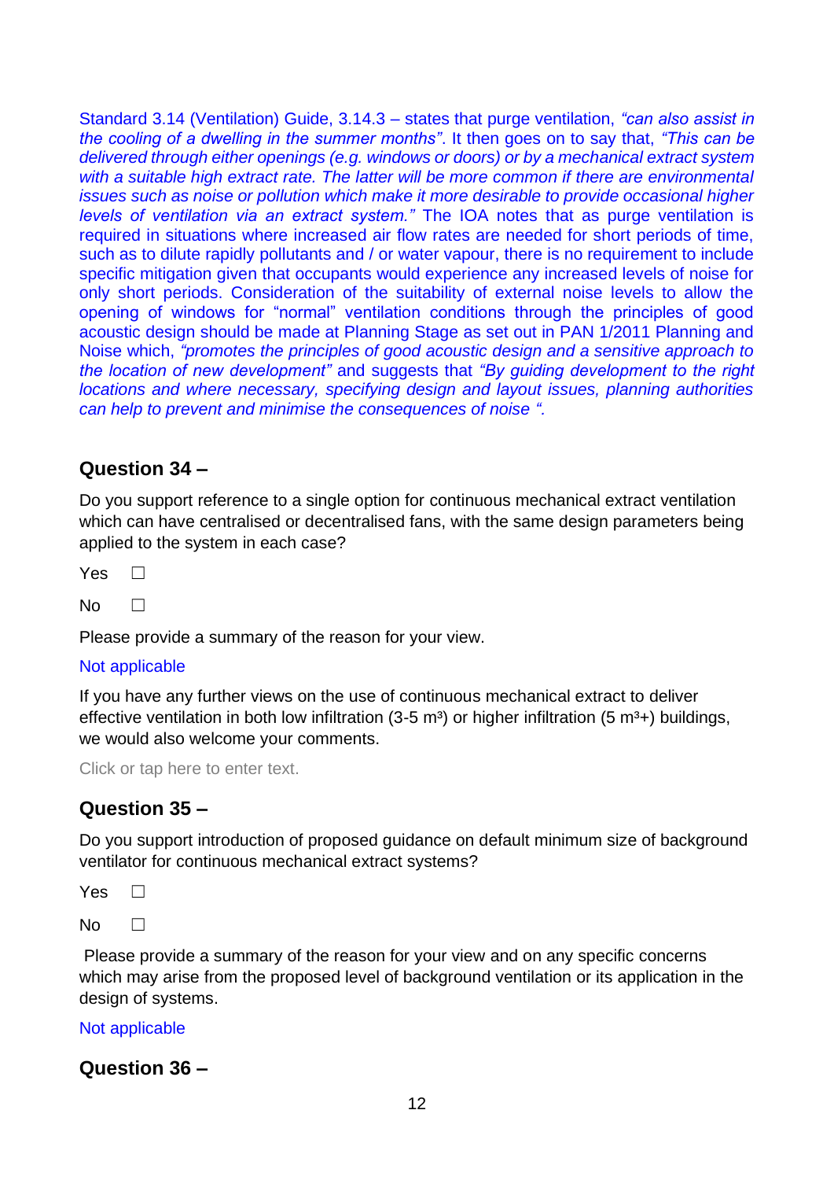Standard 3.14 (Ventilation) Guide, 3.14.3 – states that purge ventilation, *"can also assist in the cooling of a dwelling in the summer months"*. It then goes on to say that, *"This can be delivered through either openings (e.g. windows or doors) or by a mechanical extract system with a suitable high extract rate. The latter will be more common if there are environmental issues such as noise or pollution which make it more desirable to provide occasional higher levels of ventilation via an extract system."* The IOA notes that as purge ventilation is required in situations where increased air flow rates are needed for short periods of time, such as to dilute rapidly pollutants and / or water vapour, there is no requirement to include specific mitigation given that occupants would experience any increased levels of noise for only short periods. Consideration of the suitability of external noise levels to allow the opening of windows for "normal" ventilation conditions through the principles of good acoustic design should be made at Planning Stage as set out in PAN 1/2011 Planning and Noise which, *"promotes the principles of good acoustic design and a sensitive approach to the location of new development"* and suggests that *"By guiding development to the right locations and where necessary, specifying design and layout issues, planning authorities can help to prevent and minimise the consequences of noise ".*

## Question 34 –

Do you support reference to a single option for continuous mechanical extract ventilation which can have centralised or decentralised fans, with the same design parameters being applied to the system in each case?

Yes ☐

No ☐

Please provide a summary of the reason for your view.

Not applicable

If you have any further views on the use of continuous mechanical extract to deliver effective ventilation in both low infiltration (3-5 $m^3$) or higher infiltration (5 $m^3$+) buildings, we would also welcome your comments.

Click or tap here to enter text.

## Question 35 –

Do you support introduction of proposed guidance on default minimum size of background ventilator for continuous mechanical extract systems?

Yes ☐

No ☐

Please provide a summary of the reason for your view and on any specific concerns which may arise from the proposed level of background ventilation or its application in the design of systems.

Not applicable

## Question 36 –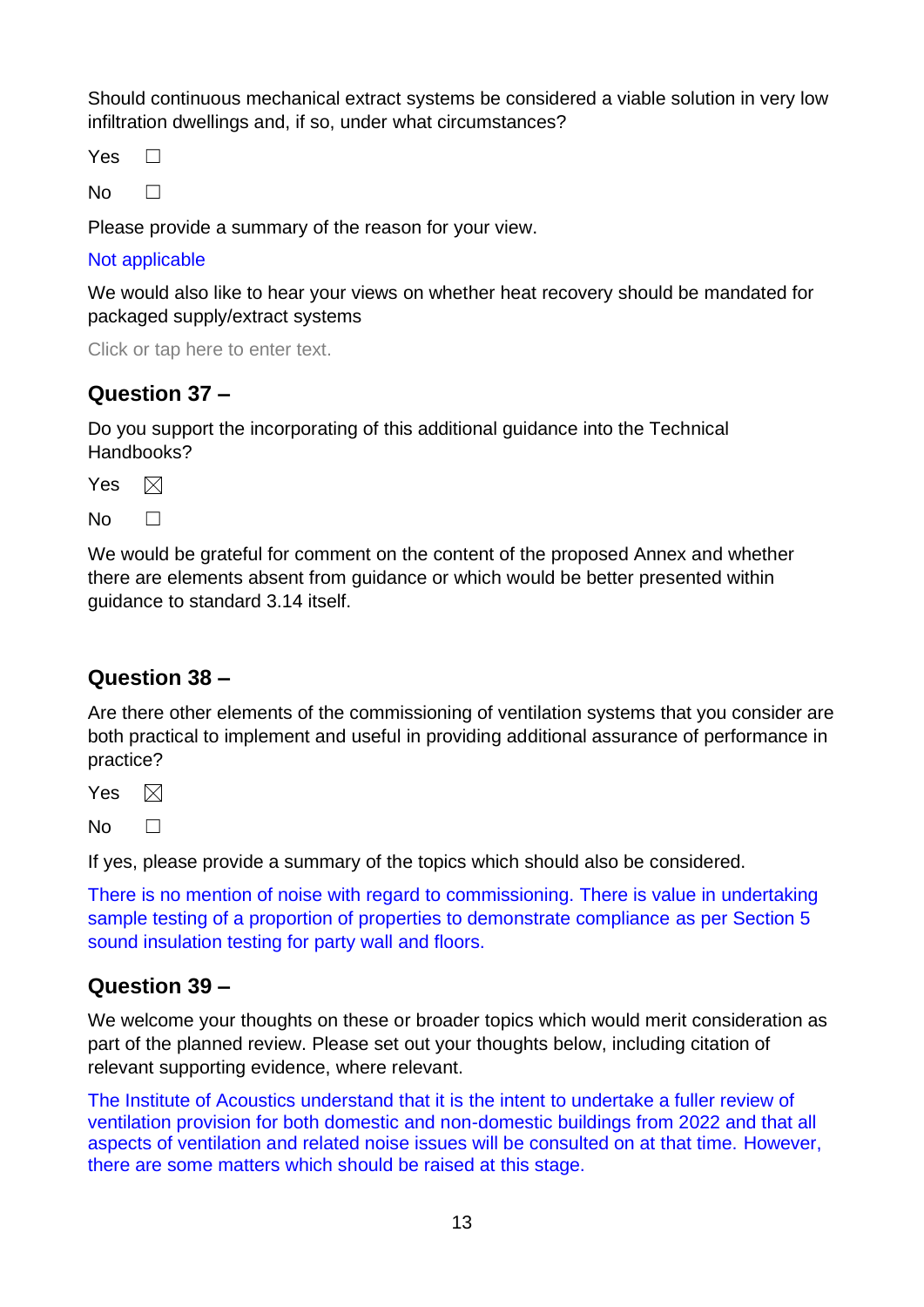Should continuous mechanical extract systems be considered a viable solution in very low infiltration dwellings and, if so, under what circumstances?

Yes ☐

No ☐

Please provide a summary of the reason for your view.

Not applicable

We would also like to hear your views on whether heat recovery should be mandated for packaged supply/extract systems

Click or tap here to enter text.

## Question 37 –

Do you support the incorporating of this additional guidance into the Technical Handbooks?

Yes ☒

No ☐

We would be grateful for comment on the content of the proposed Annex and whether there are elements absent from guidance or which would be better presented within guidance to standard 3.14 itself.

## Question 38 –

Are there other elements of the commissioning of ventilation systems that you consider are both practical to implement and useful in providing additional assurance of performance in practice?

Yes ☒

No ☐

If yes, please provide a summary of the topics which should also be considered.

There is no mention of noise with regard to commissioning. There is value in undertaking sample testing of a proportion of properties to demonstrate compliance as per Section 5 sound insulation testing for party wall and floors.

## Question 39 –

We welcome your thoughts on these or broader topics which would merit consideration as part of the planned review. Please set out your thoughts below, including citation of relevant supporting evidence, where relevant.

The Institute of Acoustics understand that it is the intent to undertake a fuller review of ventilation provision for both domestic and non-domestic buildings from 2022 and that all aspects of ventilation and related noise issues will be consulted on at that time. However, there are some matters which should be raised at this stage.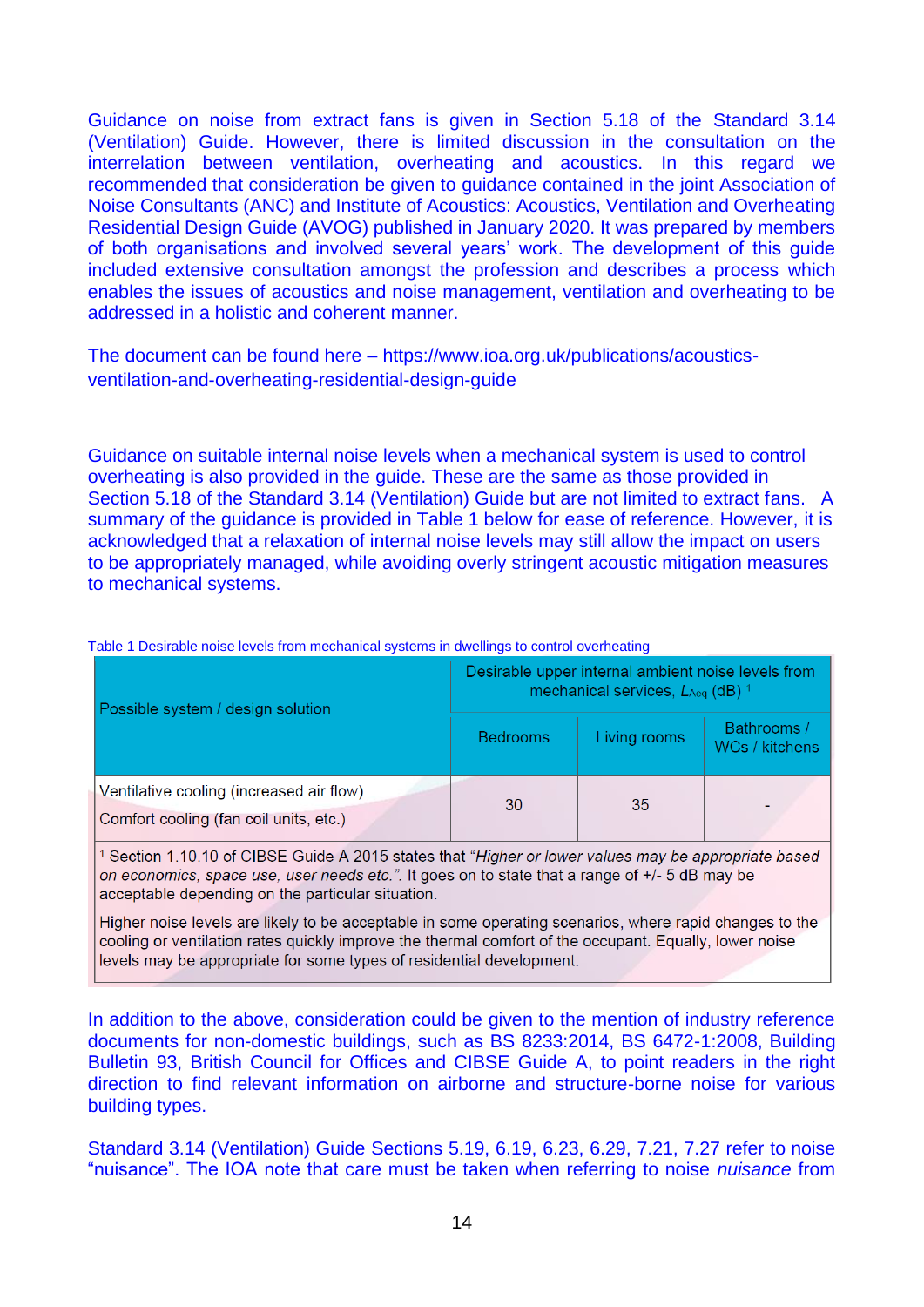Guidance on noise from extract fans is given in Section 5.18 of the Standard 3.14 (Ventilation) Guide. However, there is limited discussion in the consultation on the interrelation between ventilation, overheating and acoustics. In this regard we recommended that consideration be given to guidance contained in the joint Association of Noise Consultants (ANC) and Institute of Acoustics: Acoustics, Ventilation and Overheating Residential Design Guide (AVOG) published in January 2020. It was prepared by members of both organisations and involved several years' work. The development of this guide included extensive consultation amongst the profession and describes a process which enables the issues of acoustics and noise management, ventilation and overheating to be addressed in a holistic and coherent manner.

The document can be found here – https://www.ioa.org.uk/publications/acoustics-ventilation-and-overheating-residential-design-guide

Guidance on suitable internal noise levels when a mechanical system is used to control overheating is also provided in the guide. These are the same as those provided in Section 5.18 of the Standard 3.14 (Ventilation) Guide but are not limited to extract fans. A summary of the guidance is provided in Table 1 below for ease of reference. However, it is acknowledged that a relaxation of internal noise levels may still allow the impact on users to be appropriately managed, while avoiding overly stringent acoustic mitigation measures to mechanical systems.

Table 1 Desirable noise levels from mechanical systems in dwellings to control overheating

| Possible system / design solution | Desirable upper internal ambient noise levels from mechanical services, $L_{Aeq}$ (dB) [1] | | |
|---|---|---|---|
| | Bedrooms | Living rooms | Bathrooms / WCs / kitchens |
| Ventilative cooling (increased air flow)<br>Comfort cooling (fan coil units, etc.) | 30 | 35 | - |

[1] Section 1.10.10 of CIBSE Guide A 2015 states that "*Higher or lower values may be appropriate based on economics, space use, user needs etc.*". It goes on to state that a range of +/- 5 dB may be acceptable depending on the particular situation.

Higher noise levels are likely to be acceptable in some operating scenarios, where rapid changes to the cooling or ventilation rates quickly improve the thermal comfort of the occupant. Equally, lower noise levels may be appropriate for some types of residential development.

In addition to the above, consideration could be given to the mention of industry reference documents for non-domestic buildings, such as BS 8233:2014, BS 6472-1:2008, Building Bulletin 93, British Council for Offices and CIBSE Guide A, to point readers in the right direction to find relevant information on airborne and structure-borne noise for various building types.

Standard 3.14 (Ventilation) Guide Sections 5.19, 6.19, 6.23, 6.29, 7.21, 7.27 refer to noise "nuisance". The IOA note that care must be taken when referring to noise *nuisance* from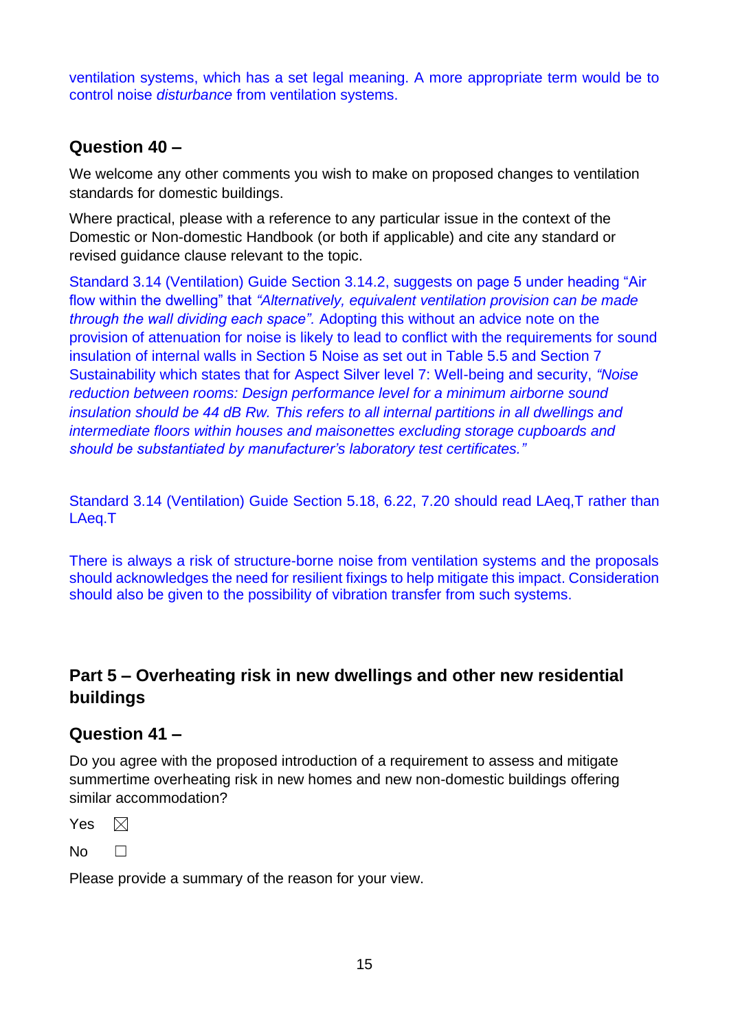ventilation systems, which has a set legal meaning. A more appropriate term would be to control noise *disturbance* from ventilation systems.

## Question 40 –

We welcome any other comments you wish to make on proposed changes to ventilation standards for domestic buildings.

Where practical, please with a reference to any particular issue in the context of the Domestic or Non-domestic Handbook (or both if applicable) and cite any standard or revised guidance clause relevant to the topic.

Standard 3.14 (Ventilation) Guide Section 3.14.2, suggests on page 5 under heading "Air flow within the dwelling" that *"Alternatively, equivalent ventilation provision can be made through the wall dividing each space".* Adopting this without an advice note on the provision of attenuation for noise is likely to lead to conflict with the requirements for sound insulation of internal walls in Section 5 Noise as set out in Table 5.5 and Section 7 Sustainability which states that for Aspect Silver level 7: Well-being and security, *"Noise reduction between rooms: Design performance level for a minimum airborne sound insulation should be 44 dB Rw. This refers to all internal partitions in all dwellings and intermediate floors within houses and maisonettes excluding storage cupboards and should be substantiated by manufacturer's laboratory test certificates."*

Standard 3.14 (Ventilation) Guide Section 5.18, 6.22, 7.20 should read LAeq,T rather than LAeq.T

There is always a risk of structure-borne noise from ventilation systems and the proposals should acknowledges the need for resilient fixings to help mitigate this impact. Consideration should also be given to the possibility of vibration transfer from such systems.

## Part 5 – Overheating risk in new dwellings and other new residential buildings

## Question 41 –

Do you agree with the proposed introduction of a requirement to assess and mitigate summertime overheating risk in new homes and new non-domestic buildings offering similar accommodation?

Yes ☒

No ☐

Please provide a summary of the reason for your view.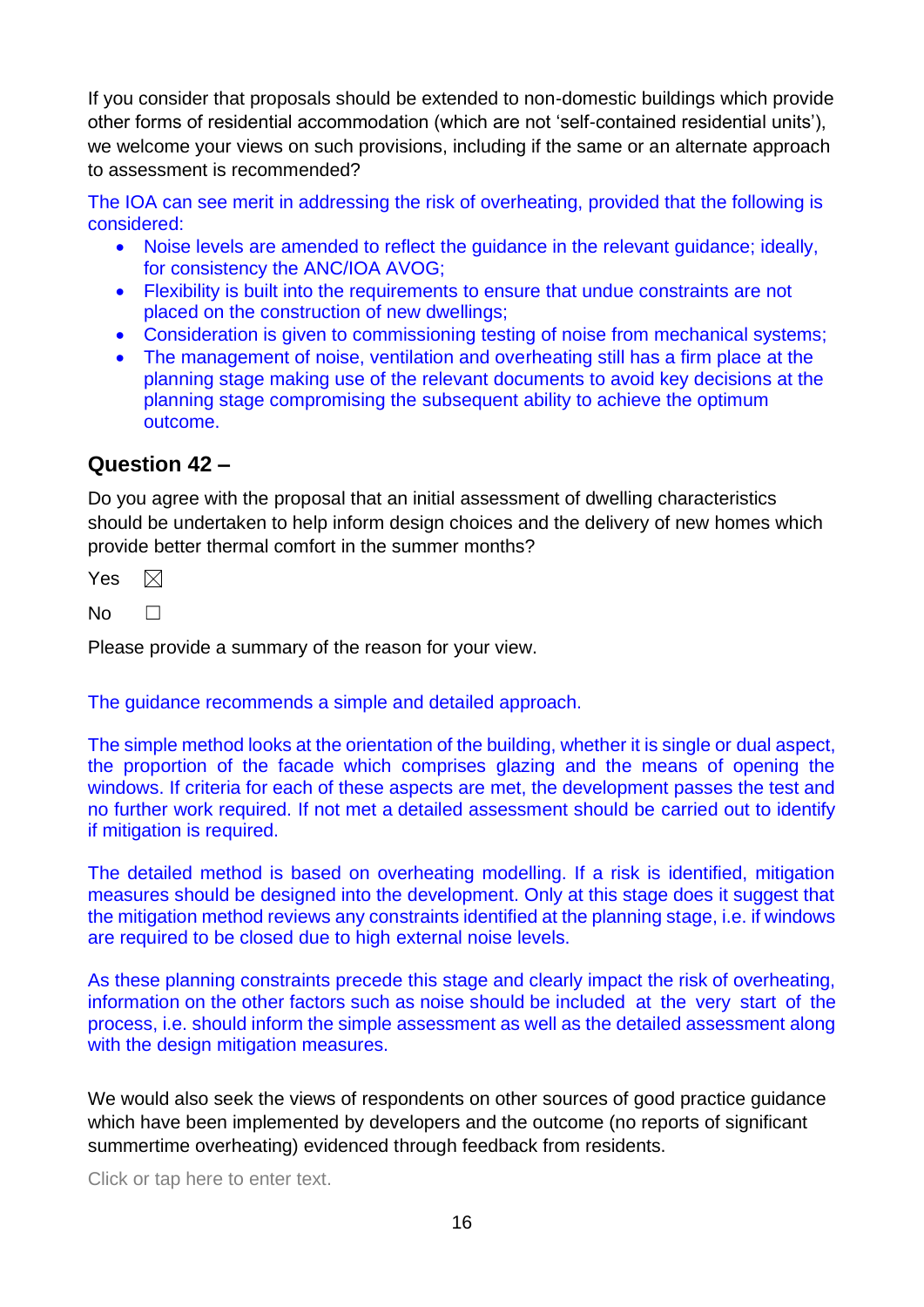If you consider that proposals should be extended to non-domestic buildings which provide other forms of residential accommodation (which are not 'self-contained residential units'), we welcome your views on such provisions, including if the same or an alternate approach to assessment is recommended?

The IOA can see merit in addressing the risk of overheating, provided that the following is considered:

- Noise levels are amended to reflect the guidance in the relevant guidance; ideally, for consistency the ANC/IOA AVOG;
- Flexibility is built into the requirements to ensure that undue constraints are not placed on the construction of new dwellings;
- Consideration is given to commissioning testing of noise from mechanical systems;
- The management of noise, ventilation and overheating still has a firm place at the planning stage making use of the relevant documents to avoid key decisions at the planning stage compromising the subsequent ability to achieve the optimum outcome.

## Question 42 –

Do you agree with the proposal that an initial assessment of dwelling characteristics should be undertaken to help inform design choices and the delivery of new homes which provide better thermal comfort in the summer months?

Yes ☒

No ☐

Please provide a summary of the reason for your view.

The guidance recommends a simple and detailed approach.

The simple method looks at the orientation of the building, whether it is single or dual aspect, the proportion of the facade which comprises glazing and the means of opening the windows. If criteria for each of these aspects are met, the development passes the test and no further work required. If not met a detailed assessment should be carried out to identify if mitigation is required.

The detailed method is based on overheating modelling. If a risk is identified, mitigation measures should be designed into the development. Only at this stage does it suggest that the mitigation method reviews any constraints identified at the planning stage, i.e. if windows are required to be closed due to high external noise levels.

As these planning constraints precede this stage and clearly impact the risk of overheating, information on the other factors such as noise should be included at the very start of the process, i.e. should inform the simple assessment as well as the detailed assessment along with the design mitigation measures.

We would also seek the views of respondents on other sources of good practice guidance which have been implemented by developers and the outcome (no reports of significant summertime overheating) evidenced through feedback from residents.

Click or tap here to enter text.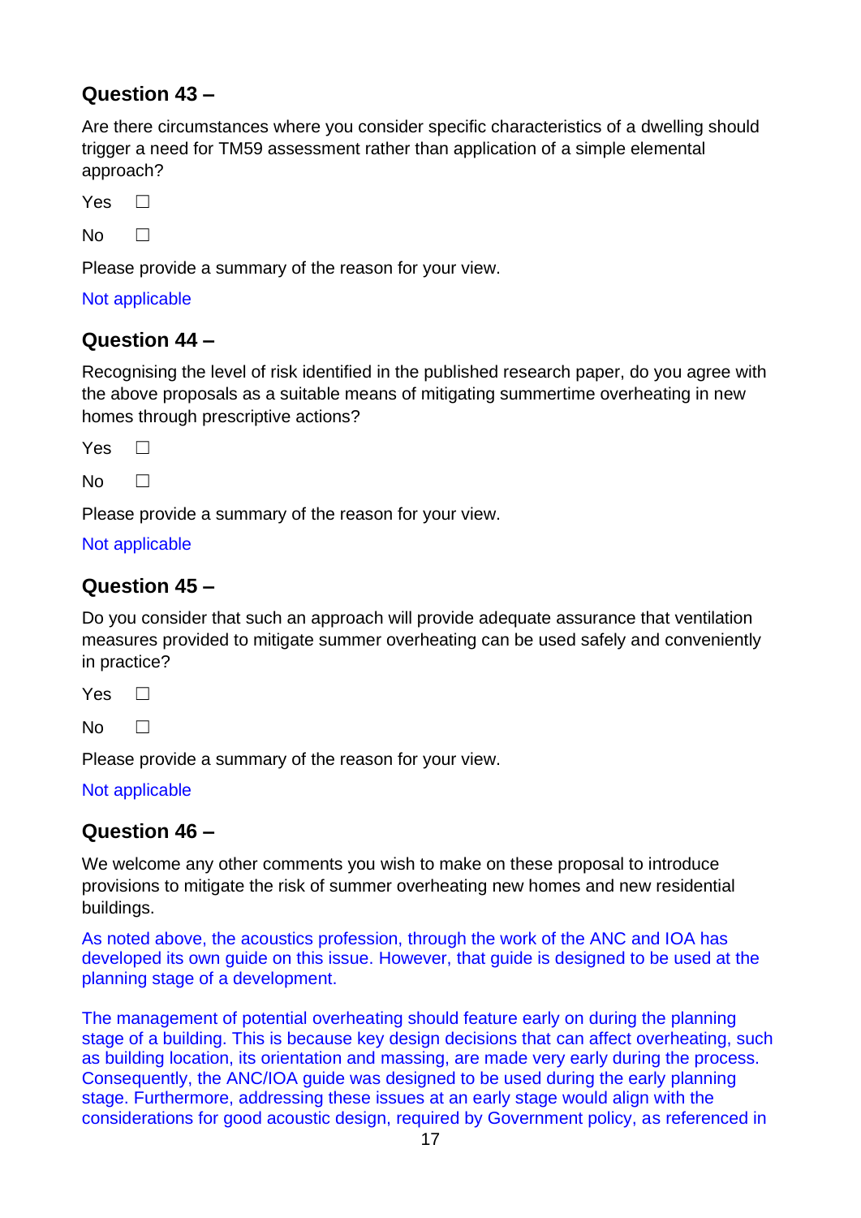## Question 43 –

Are there circumstances where you consider specific characteristics of a dwelling should trigger a need for TM59 assessment rather than application of a simple elemental approach?

Yes ☐

No ☐

Please provide a summary of the reason for your view.

Not applicable

## Question 44 –

Recognising the level of risk identified in the published research paper, do you agree with the above proposals as a suitable means of mitigating summertime overheating in new homes through prescriptive actions?

Yes ☐

No ☐

Please provide a summary of the reason for your view.

Not applicable

## Question 45 –

Do you consider that such an approach will provide adequate assurance that ventilation measures provided to mitigate summer overheating can be used safely and conveniently in practice?

Yes ☐

No ☐

Please provide a summary of the reason for your view.

Not applicable

## Question 46 –

We welcome any other comments you wish to make on these proposal to introduce provisions to mitigate the risk of summer overheating new homes and new residential buildings.

As noted above, the acoustics profession, through the work of the ANC and IOA has developed its own guide on this issue. However, that guide is designed to be used at the planning stage of a development.

The management of potential overheating should feature early on during the planning stage of a building. This is because key design decisions that can affect overheating, such as building location, its orientation and massing, are made very early during the process. Consequently, the ANC/IOA guide was designed to be used during the early planning stage. Furthermore, addressing these issues at an early stage would align with the considerations for good acoustic design, required by Government policy, as referenced in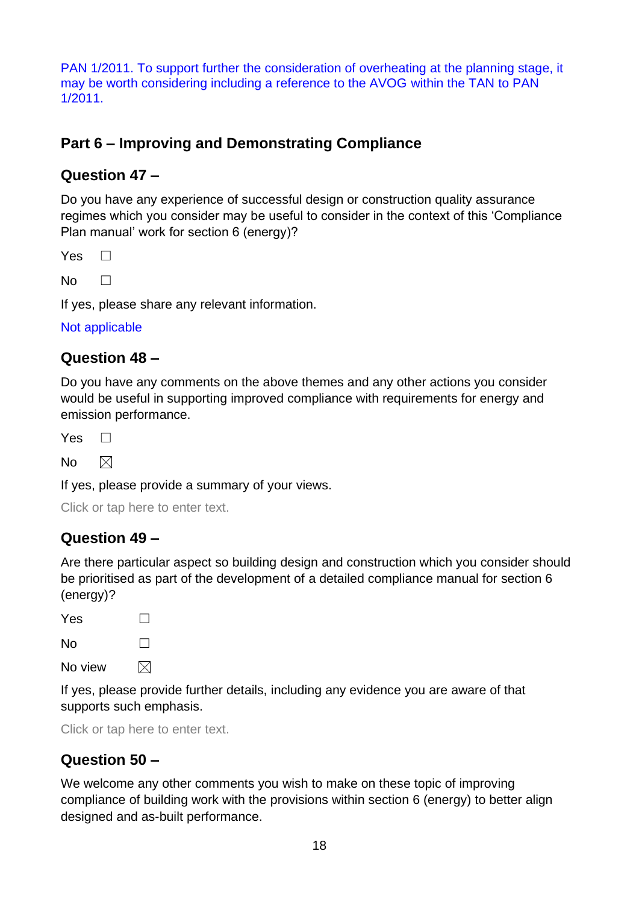PAN 1/2011. To support further the consideration of overheating at the planning stage, it may be worth considering including a reference to the AVOG within the TAN to PAN 1/2011.

## Part 6 – Improving and Demonstrating Compliance

### Question 47 –

Do you have any experience of successful design or construction quality assurance regimes which you consider may be useful to consider in the context of this 'Compliance Plan manual' work for section 6 (energy)?

Yes ☐

No ☐

If yes, please share any relevant information.

Not applicable

### Question 48 –

Do you have any comments on the above themes and any other actions you consider would be useful in supporting improved compliance with requirements for energy and emission performance.

Yes ☐

No ☒

If yes, please provide a summary of your views.

Click or tap here to enter text.

### Question 49 –

Are there particular aspect so building design and construction which you consider should be prioritised as part of the development of a detailed compliance manual for section 6 (energy)?

Yes ☐

No ☐

No view ☒

If yes, please provide further details, including any evidence you are aware of that supports such emphasis.

Click or tap here to enter text.

### Question 50 –

We welcome any other comments you wish to make on these topic of improving compliance of building work with the provisions within section 6 (energy) to better align designed and as-built performance.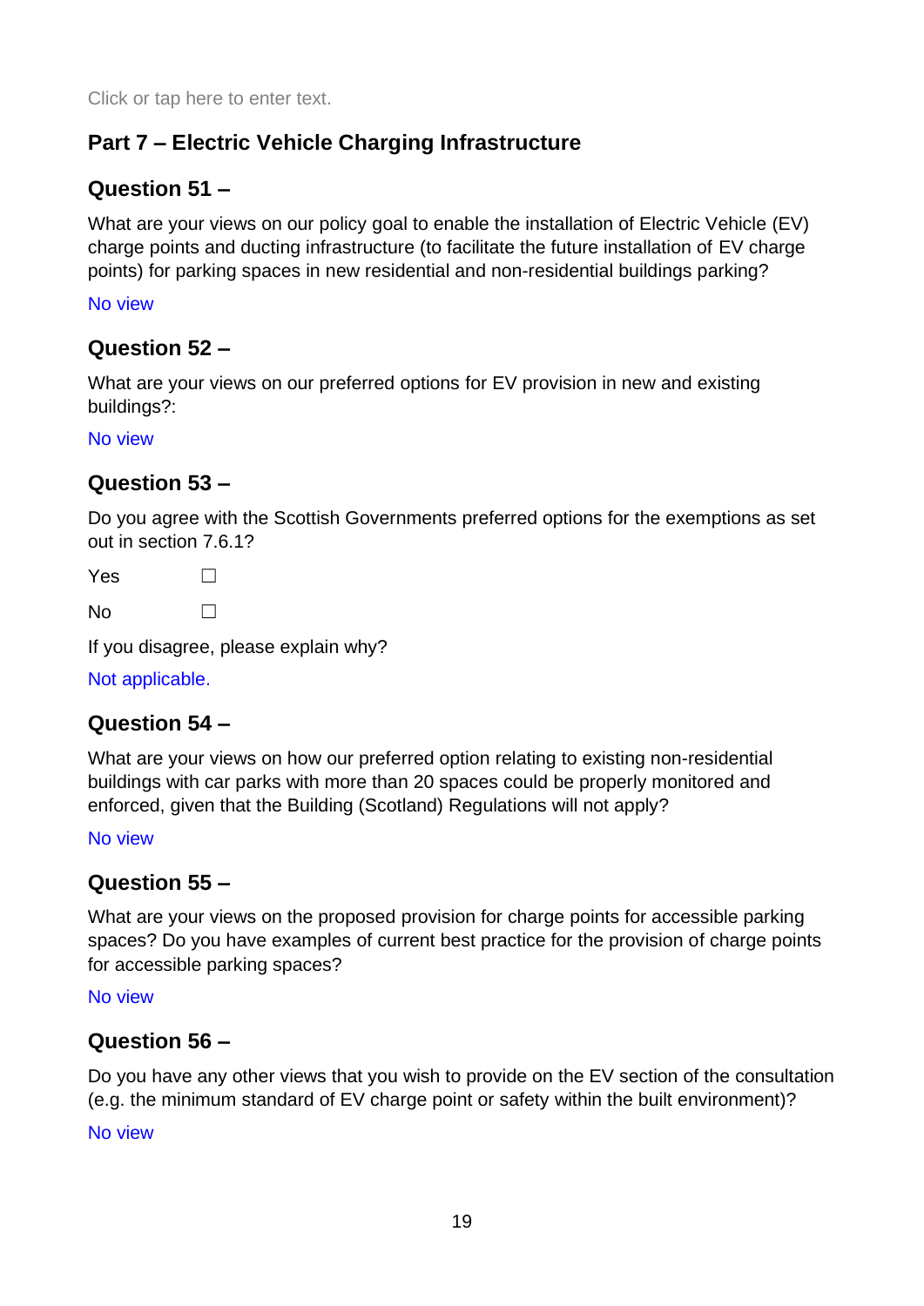Click or tap here to enter text.

## Part 7 – Electric Vehicle Charging Infrastructure

### Question 51 –

What are your views on our policy goal to enable the installation of Electric Vehicle (EV) charge points and ducting infrastructure (to facilitate the future installation of EV charge points) for parking spaces in new residential and non-residential buildings parking?

No view

### Question 52 –

What are your views on our preferred options for EV provision in new and existing buildings?:

No view

### Question 53 –

Do you agree with the Scottish Governments preferred options for the exemptions as set out in section 7.6.1?

Yes ☐

No ☐

If you disagree, please explain why?

Not applicable.

### Question 54 –

What are your views on how our preferred option relating to existing non-residential buildings with car parks with more than 20 spaces could be properly monitored and enforced, given that the Building (Scotland) Regulations will not apply?

No view

### Question 55 –

What are your views on the proposed provision for charge points for accessible parking spaces? Do you have examples of current best practice for the provision of charge points for accessible parking spaces?

No view

### Question 56 –

Do you have any other views that you wish to provide on the EV section of the consultation (e.g. the minimum standard of EV charge point or safety within the built environment)?

No view